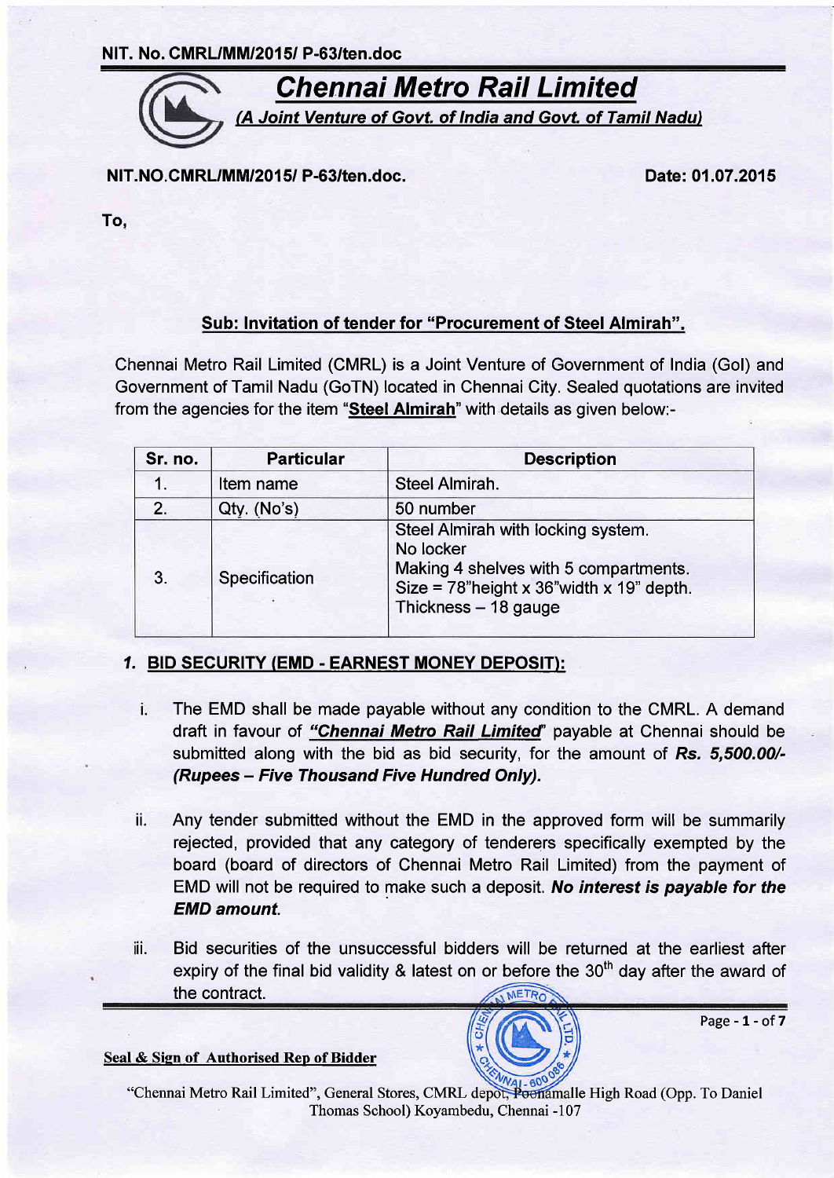NIT. No. CMRL/MM/2015/ P-63/ten.doc

# Chennai Metro Rail Limited

***(A Joint Venture of Govt. of India and Govt. of Tamil Nadu)***

**NIT.NO.CMRL/MM/2015/ P-63/ten.doc.** **Date: 01.07.2015**

**To,**

## Sub: Invitation of tender for "Procurement of Steel Almirah".

Chennai Metro Rail Limited (CMRL) is a Joint Venture of Government of India (GoI) and Government of Tamil Nadu (GoTN) located in Chennai City. Sealed quotations are invited from the agencies for the item "**Steel Almirah**" with details as given below:-

| Sr. no. | Particular | Description |
|---|---|---|
| 1. | Item name | Steel Almirah. |
| 2. | Qty. (No's) | 50 number |
| 3. | Specification | Steel Almirah with locking system.<br>No locker<br>Making 4 shelves with 5 compartments.<br>Size = 78"height x 36"width x 19" depth.<br>Thickness – 18 gauge |

### *1. BID SECURITY (EMD - EARNEST MONEY DEPOSIT):*

i. The EMD shall be made payable without any condition to the CMRL. A demand draft in favour of ***"Chennai Metro Rail Limited"*** payable at Chennai should be submitted along with the bid as bid security, for the amount of ***Rs. 5,500.00/- (Rupees – Five Thousand Five Hundred Only).***

ii. Any tender submitted without the EMD in the approved form will be summarily rejected, provided that any category of tenderers specifically exempted by the board (board of directors of Chennai Metro Rail Limited) from the payment of EMD will not be required to make such a deposit. ***No interest is payable for the EMD amount.***

iii. Bid securities of the unsuccessful bidders will be returned at the earliest after expiry of the final bid validity & latest on or before the 30th day after the award of the contract.

**Seal & Sign of Authorised Rep of Bidder**

"Chennai Metro Rail Limited", General Stores, CMRL depot, Poonamalle High Road (Opp. To Daniel Thomas School) Koyambedu, Chennai -107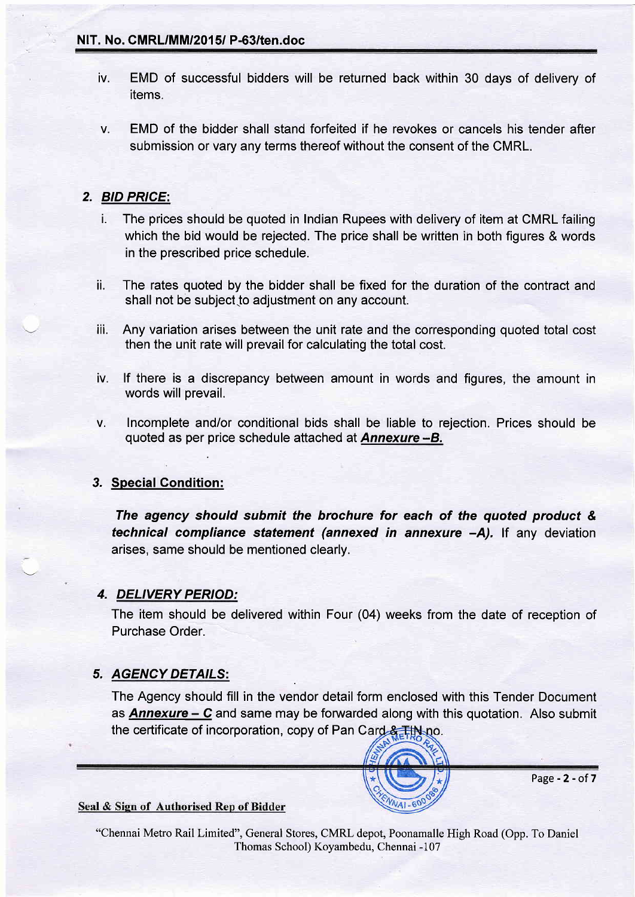iv. EMD of successful bidders will be returned back within 30 days of delivery of items.

v. EMD of the bidder shall stand forfeited if he revokes or cancels his tender after submission or vary any terms thereof without the consent of the CMRL.

## 2. ***BID PRICE:***

i. The prices should be quoted in Indian Rupees with delivery of item at CMRL failing which the bid would be rejected. The price shall be written in both figures & words in the prescribed price schedule.

ii. The rates quoted by the bidder shall be fixed for the duration of the contract and shall not be subject to adjustment on any account.

iii. Any variation arises between the unit rate and the corresponding quoted total cost then the unit rate will prevail for calculating the total cost.

iv. If there is a discrepancy between amount in words and figures, the amount in words will prevail.

v. Incomplete and/or conditional bids shall be liable to rejection. Prices should be quoted as per price schedule attached at ***Annexure –B.***

## 3. **Special Condition:**

***The agency should submit the brochure for each of the quoted product & technical compliance statement (annexed in annexure –A).*** If any deviation arises, same should be mentioned clearly.

## 4. ***DELIVERY PERIOD:***

The item should be delivered within Four (04) weeks from the date of reception of Purchase Order.

## 5. ***AGENCY DETAILS:***

The Agency should fill in the vendor detail form enclosed with this Tender Document as ***Annexure – C*** and same may be forwarded along with this quotation. Also submit the certificate of incorporation, copy of Pan Card & TIN no.

**Seal & Sign of Authorised Rep of Bidder**

"Chennai Metro Rail Limited", General Stores, CMRL depot, Poonamalle High Road (Opp. To Daniel Thomas School) Koyambedu, Chennai -107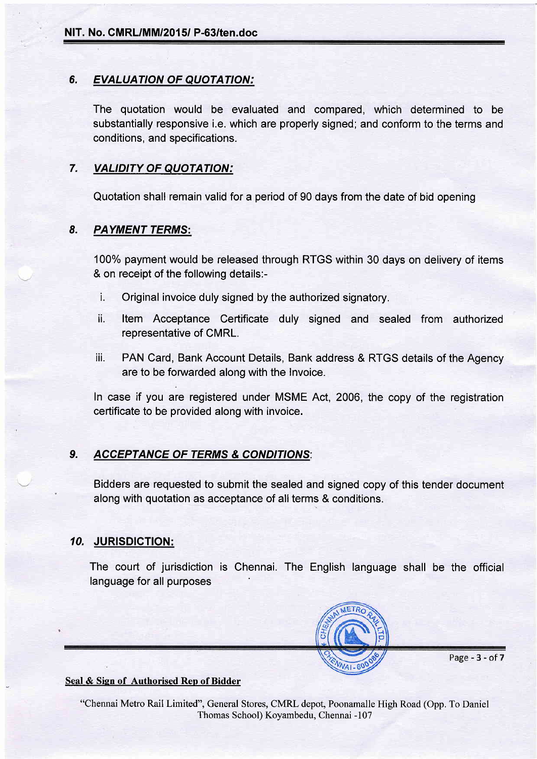### 6. ***EVALUATION OF QUOTATION:***

The quotation would be evaluated and compared, which determined to be substantially responsive i.e. which are properly signed; and conform to the terms and conditions, and specifications.

### 7. ***VALIDITY OF QUOTATION:***

Quotation shall remain valid for a period of 90 days from the date of bid opening

### 8. ***PAYMENT TERMS:***

100% payment would be released through RTGS within 30 days on delivery of items & on receipt of the following details:-

i. Original invoice duly signed by the authorized signatory.

ii. Item Acceptance Certificate duly signed and sealed from authorized representative of CMRL.

iii. PAN Card, Bank Account Details, Bank address & RTGS details of the Agency are to be forwarded along with the Invoice.

In case if you are registered under MSME Act, 2006, the copy of the registration certificate to be provided along with invoice.

### 9. ***ACCEPTANCE OF TERMS & CONDITIONS:***

Bidders are requested to submit the sealed and signed copy of this tender document along with quotation as acceptance of all terms & conditions.

### *10.* **JURISDICTION:**

The court of jurisdiction is Chennai. The English language shall be the official language for all purposes

**Seal & Sign of Authorised Rep of Bidder**

"Chennai Metro Rail Limited", General Stores, CMRL depot, Poonamalle High Road (Opp. To Daniel Thomas School) Koyambedu, Chennai -107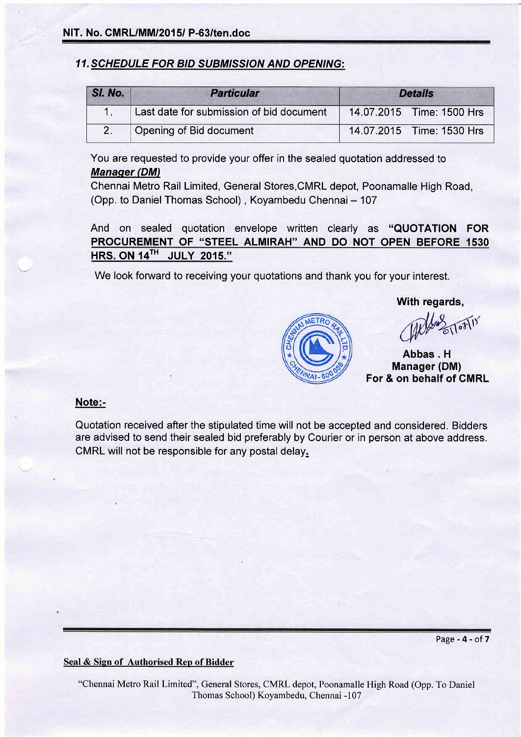## 11. SCHEDULE FOR BID SUBMISSION AND OPENING:

| Sl. No. | Particular | Details |
|---|---|---|
| 1. | Last date for submission of bid document | 14.07.2015 Time: 1500 Hrs |
| 2. | Opening of Bid document | 14.07.2015 Time: 1530 Hrs |

You are requested to provide your offer in the sealed quotation addressed to
***Manager (DM)***
Chennai Metro Rail Limited, General Stores,CMRL depot, Poonamalle High Road, (Opp. to Daniel Thomas School) , Koyambedu Chennai – 107

And on sealed quotation envelope written clearly as **"QUOTATION FOR PROCUREMENT OF "STEEL ALMIRAH" AND DO NOT OPEN BEFORE 1530 HRS. ON 14TH JULY 2015."**

We look forward to receiving your quotations and thank you for your interest.

**With regards,**

01/07/15

**Abbas . H**
**Manager (DM)**
**For & on behalf of CMRL**

**Note:-**

Quotation received after the stipulated time will not be accepted and considered. Bidders are advised to send their sealed bid preferably by Courier or in person at above address. CMRL will not be responsible for any postal delay.

**Seal & Sign of Authorised Rep of Bidder**

"Chennai Metro Rail Limited", General Stores, CMRL depot, Poonamalle High Road (Opp. To Daniel Thomas School) Koyambedu, Chennai -107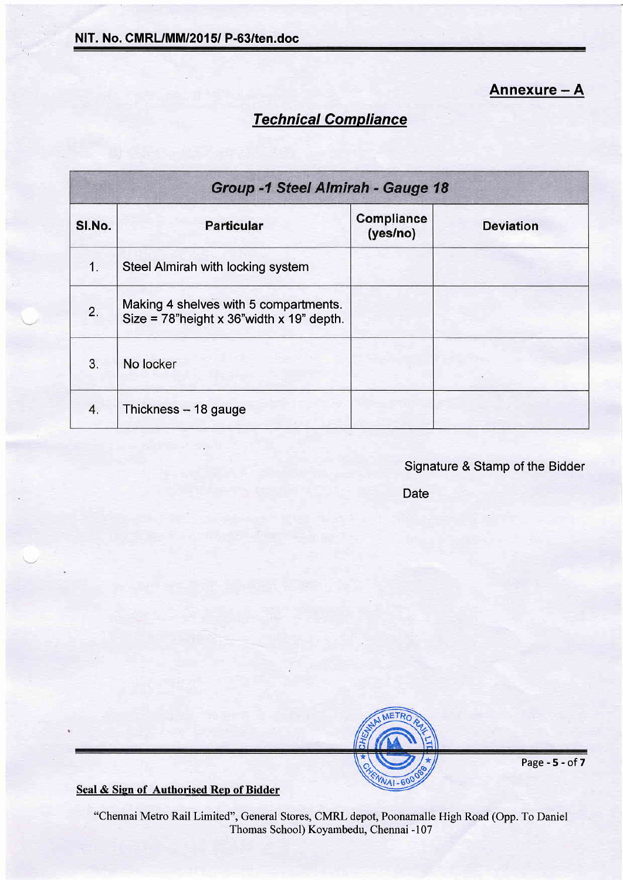## Annexure – A

### *Technical Compliance*

| *Group -1 Steel Almirah - Gauge 18* | | | |
|---|---|---|---|
| **Sl.No.** | **Particular** | **Compliance (yes/no)** | **Deviation** |
| 1. | Steel Almirah with locking system | | |
| 2. | Making 4 shelves with 5 compartments. Size = 78"height x 36"width x 19" depth. | | |
| 3. | No locker | | |
| 4. | Thickness – 18 gauge | | |

Signature & Stamp of the Bidder

Date

**Seal & Sign of Authorised Rep of Bidder**

"Chennai Metro Rail Limited", General Stores, CMRL depot, Poonamalle High Road (Opp. To Daniel Thomas School) Koyambedu, Chennai -107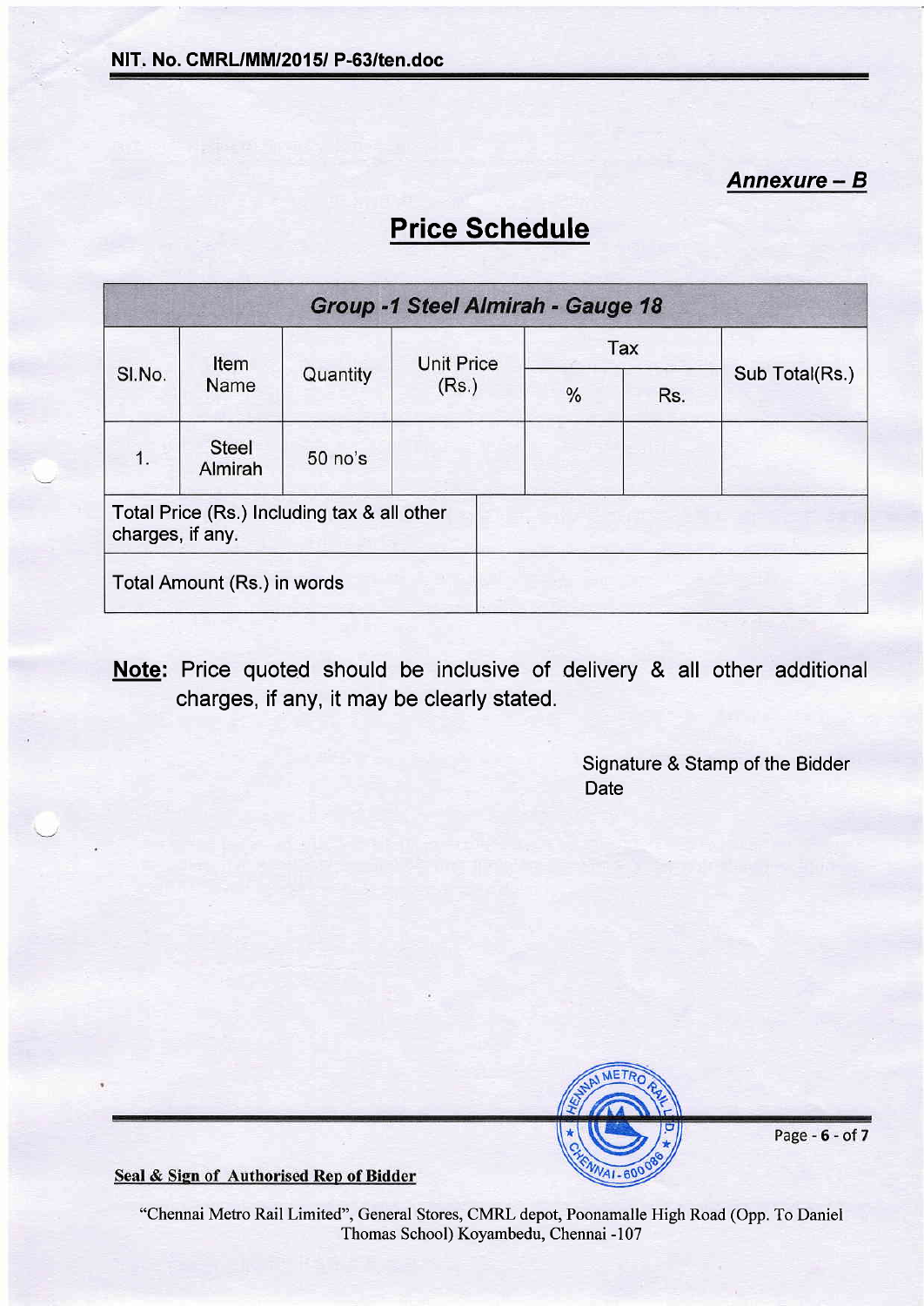***Annexure – B***

# Price Schedule

| ***Group -1 Steel Almirah - Gauge 18*** | | | | | | |
|---|---|---|---|---|---|---|
| Sl.No. | Item Name | Quantity | Unit Price (Rs.) | Tax | | Sub Total(Rs.) |
| | | | | % | Rs. | |
| 1. | Steel Almirah | 50 no's | | | | |
| Total Price (Rs.) Including tax & all other charges, if any. | | | | | | |
| Total Amount (Rs.) in words | | | | | | |

**Note:** Price quoted should be inclusive of delivery & all other additional charges, if any, it may be clearly stated.

Signature & Stamp of the Bidder
Date

**Seal & Sign of Authorised Rep of Bidder**

"Chennai Metro Rail Limited", General Stores, CMRL depot, Poonamalle High Road (Opp. To Daniel Thomas School) Koyambedu, Chennai -107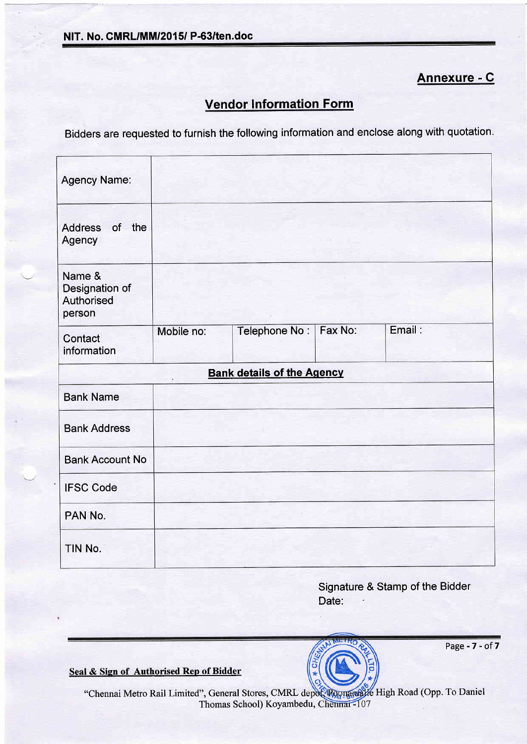## Annexure - C

## Vendor Information Form

Bidders are requested to furnish the following information and enclose along with quotation.

| | | | | |
|---|---|---|---|---|
| Agency Name: | | | | |
| Address of the Agency | | | | |
| Name & Designation of Authorised person | | | | |
| Contact information | Mobile no: | Telephone No : | Fax No: | Email : |
| **Bank details of the Agency** | | | | |
| Bank Name | | | | |
| Bank Address | | | | |
| Bank Account No | | | | |
| IFSC Code | | | | |
| PAN No. | | | | |
| TIN No. | | | | |

Signature & Stamp of the Bidder

Date:

**Seal & Sign of Authorised Rep of Bidder**

"Chennai Metro Rail Limited", General Stores, CMRL depot, Poonamallee High Road (Opp. To Daniel Thomas School) Koyambedu, Chennai -107